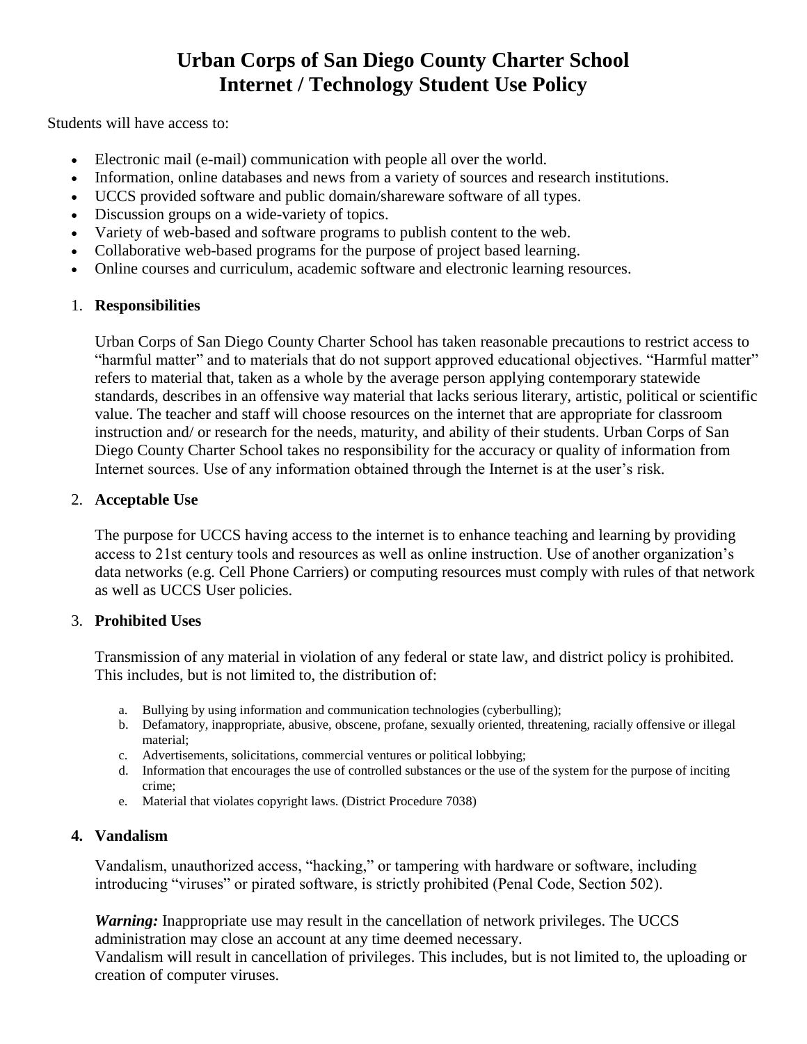# Urban Corps of San Diego County Charter School
# Internet / Technology Student Use Policy

Students will have access to:

- Electronic mail (e-mail) communication with people all over the world.
- Information, online databases and news from a variety of sources and research institutions.
- UCCS provided software and public domain/shareware software of all types.
- Discussion groups on a wide-variety of topics.
- Variety of web-based and software programs to publish content to the web.
- Collaborative web-based programs for the purpose of project based learning.
- Online courses and curriculum, academic software and electronic learning resources.

1. **Responsibilities**

   Urban Corps of San Diego County Charter School has taken reasonable precautions to restrict access to "harmful matter" and to materials that do not support approved educational objectives. "Harmful matter" refers to material that, taken as a whole by the average person applying contemporary statewide standards, describes in an offensive way material that lacks serious literary, artistic, political or scientific value. The teacher and staff will choose resources on the internet that are appropriate for classroom instruction and/ or research for the needs, maturity, and ability of their students. Urban Corps of San Diego County Charter School takes no responsibility for the accuracy or quality of information from Internet sources. Use of any information obtained through the Internet is at the user's risk.

2. **Acceptable Use**

   The purpose for UCCS having access to the internet is to enhance teaching and learning by providing access to 21st century tools and resources as well as online instruction. Use of another organization's data networks (e.g. Cell Phone Carriers) or computing resources must comply with rules of that network as well as UCCS User policies.

3. **Prohibited Uses**

   Transmission of any material in violation of any federal or state law, and district policy is prohibited. This includes, but is not limited to, the distribution of:

   a. Bullying by using information and communication technologies (cyberbulling);
   b. Defamatory, inappropriate, abusive, obscene, profane, sexually oriented, threatening, racially offensive or illegal material;
   c. Advertisements, solicitations, commercial ventures or political lobbying;
   d. Information that encourages the use of controlled substances or the use of the system for the purpose of inciting crime;
   e. Material that violates copyright laws. (District Procedure 7038)

4. **Vandalism**

   Vandalism, unauthorized access, "hacking," or tampering with hardware or software, including introducing "viruses" or pirated software, is strictly prohibited (Penal Code, Section 502).

   ***Warning:*** Inappropriate use may result in the cancellation of network privileges. The UCCS administration may close an account at any time deemed necessary.
   Vandalism will result in cancellation of privileges. This includes, but is not limited to, the uploading or creation of computer viruses.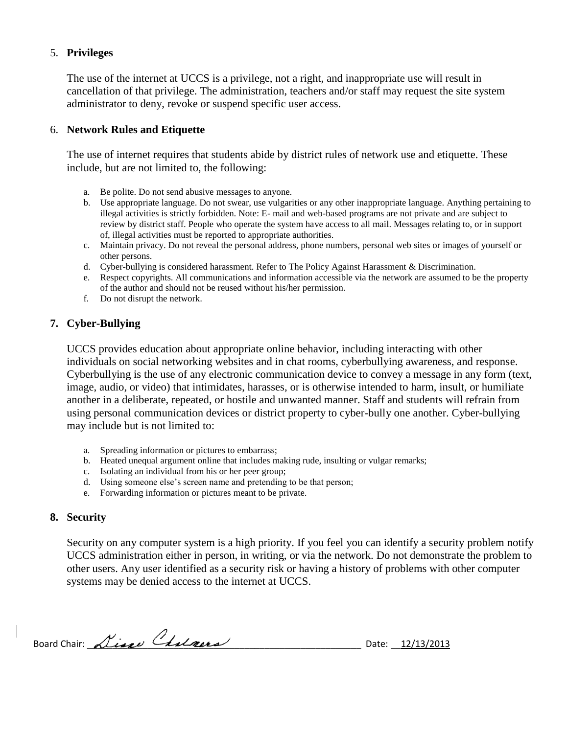5. **Privileges**

   The use of the internet at UCCS is a privilege, not a right, and inappropriate use will result in cancellation of that privilege. The administration, teachers and/or staff may request the site system administrator to deny, revoke or suspend specific user access.

6. **Network Rules and Etiquette**

   The use of internet requires that students abide by district rules of network use and etiquette. These include, but are not limited to, the following:

   a. Be polite. Do not send abusive messages to anyone.
   b. Use appropriate language. Do not swear, use vulgarities or any other inappropriate language. Anything pertaining to illegal activities is strictly forbidden. Note: E- mail and web-based programs are not private and are subject to review by district staff. People who operate the system have access to all mail. Messages relating to, or in support of, illegal activities must be reported to appropriate authorities.
   c. Maintain privacy. Do not reveal the personal address, phone numbers, personal web sites or images of yourself or other persons.
   d. Cyber-bullying is considered harassment. Refer to The Policy Against Harassment & Discrimination.
   e. Respect copyrights. All communications and information accessible via the network are assumed to be the property of the author and should not be reused without his/her permission.
   f. Do not disrupt the network.

7. **Cyber-Bullying**

   UCCS provides education about appropriate online behavior, including interacting with other individuals on social networking websites and in chat rooms, cyberbullying awareness, and response. Cyberbullying is the use of any electronic communication device to convey a message in any form (text, image, audio, or video) that intimidates, harasses, or is otherwise intended to harm, insult, or humiliate another in a deliberate, repeated, or hostile and unwanted manner. Staff and students will refrain from using personal communication devices or district property to cyber-bully one another. Cyber-bullying may include but is not limited to:

   a. Spreading information or pictures to embarrass;
   b. Heated unequal argument online that includes making rude, insulting or vulgar remarks;
   c. Isolating an individual from his or her peer group;
   d. Using someone else's screen name and pretending to be that person;
   e. Forwarding information or pictures meant to be private.

8. **Security**

   Security on any computer system is a high priority. If you feel you can identify a security problem notify UCCS administration either in person, in writing, or via the network. Do not demonstrate the problem to other users. Any user identified as a security risk or having a history of problems with other computer systems may be denied access to the internet at UCCS.

Board Chair: *Lisa Chalmers* Date: 12/13/2013